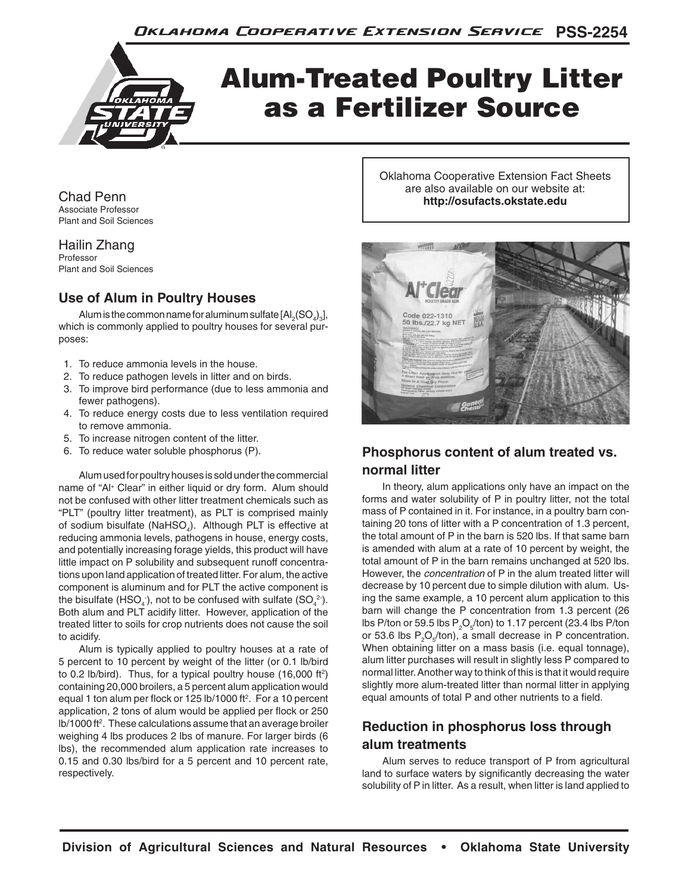# Alum-Treated Poultry Litter as a Fertilizer Source

Chad Penn
Associate Professor
Plant and Soil Sciences

Hailin Zhang
Professor
Plant and Soil Sciences

Oklahoma Cooperative Extension Fact Sheets are also available on our website at: **http://osufacts.okstate.edu**

## Use of Alum in Poultry Houses

Alum is the common name for aluminum sulfate [$Al_2(SO_4)_3$], which is commonly applied to poultry houses for several purposes:

1. To reduce ammonia levels in the house.
2. To reduce pathogen levels in litter and on birds.
3. To improve bird performance (due to less ammonia and fewer pathogens).
4. To reduce energy costs due to less ventilation required to remove ammonia.
5. To increase nitrogen content of the litter.
6. To reduce water soluble phosphorus (P).

Alum used for poultry houses is sold under the commercial name of "Al+ Clear" in either liquid or dry form. Alum should not be confused with other litter treatment chemicals such as "PLT" (poultry litter treatment), as PLT is comprised mainly of sodium bisulfate ($NaHSO_4$). Although PLT is effective at reducing ammonia levels, pathogens in house, energy costs, and potentially increasing forage yields, this product will have little impact on P solubility and subsequent runoff concentrations upon land application of treated litter. For alum, the active component is aluminum and for PLT the active component is the bisulfate ($HSO_4^-$), not to be confused with sulfate ($SO_4^{2-}$). Both alum and PLT acidify litter. However, application of the treated litter to soils for crop nutrients does not cause the soil to acidify.

Alum is typically applied to poultry houses at a rate of 5 percent to 10 percent by weight of the litter (or 0.1 lb/bird to 0.2 lb/bird). Thus, for a typical poultry house (16,000 $ft^2$) containing 20,000 broilers, a 5 percent alum application would equal 1 ton alum per flock or 125 lb/1000 $ft^2$. For a 10 percent application, 2 tons of alum would be applied per flock or 250 lb/1000 $ft^2$. These calculations assume that an average broiler weighing 4 lbs produces 2 lbs of manure. For larger birds (6 lbs), the recommended alum application rate increases to 0.15 and 0.30 lbs/bird for a 5 percent and 10 percent rate, respectively.

## Phosphorus content of alum treated vs. normal litter

In theory, alum applications only have an impact on the forms and water solubility of P in poultry litter, not the total mass of P contained in it. For instance, in a poultry barn containing 20 tons of litter with a P concentration of 1.3 percent, the total amount of P in the barn is 520 lbs. If that same barn is amended with alum at a rate of 10 percent by weight, the total amount of P in the barn remains unchanged at 520 lbs. However, the *concentration* of P in the alum treated litter will decrease by 10 percent due to simple dilution with alum. Using the same example, a 10 percent alum application to this barn will change the P concentration from 1.3 percent (26 lbs P/ton or 59.5 lbs $P_2O_5$/ton) to 1.17 percent (23.4 lbs P/ton or 53.6 lbs $P_2O_5$/ton), a small decrease in P concentration. When obtaining litter on a mass basis (i.e. equal tonnage), alum litter purchases will result in slightly less P compared to normal litter. Another way to think of this is that it would require slightly more alum-treated litter than normal litter in applying equal amounts of total P and other nutrients to a field.

## Reduction in phosphorus loss through alum treatments

Alum serves to reduce transport of P from agricultural land to surface waters by significantly decreasing the water solubility of P in litter. As a result, when litter is land applied to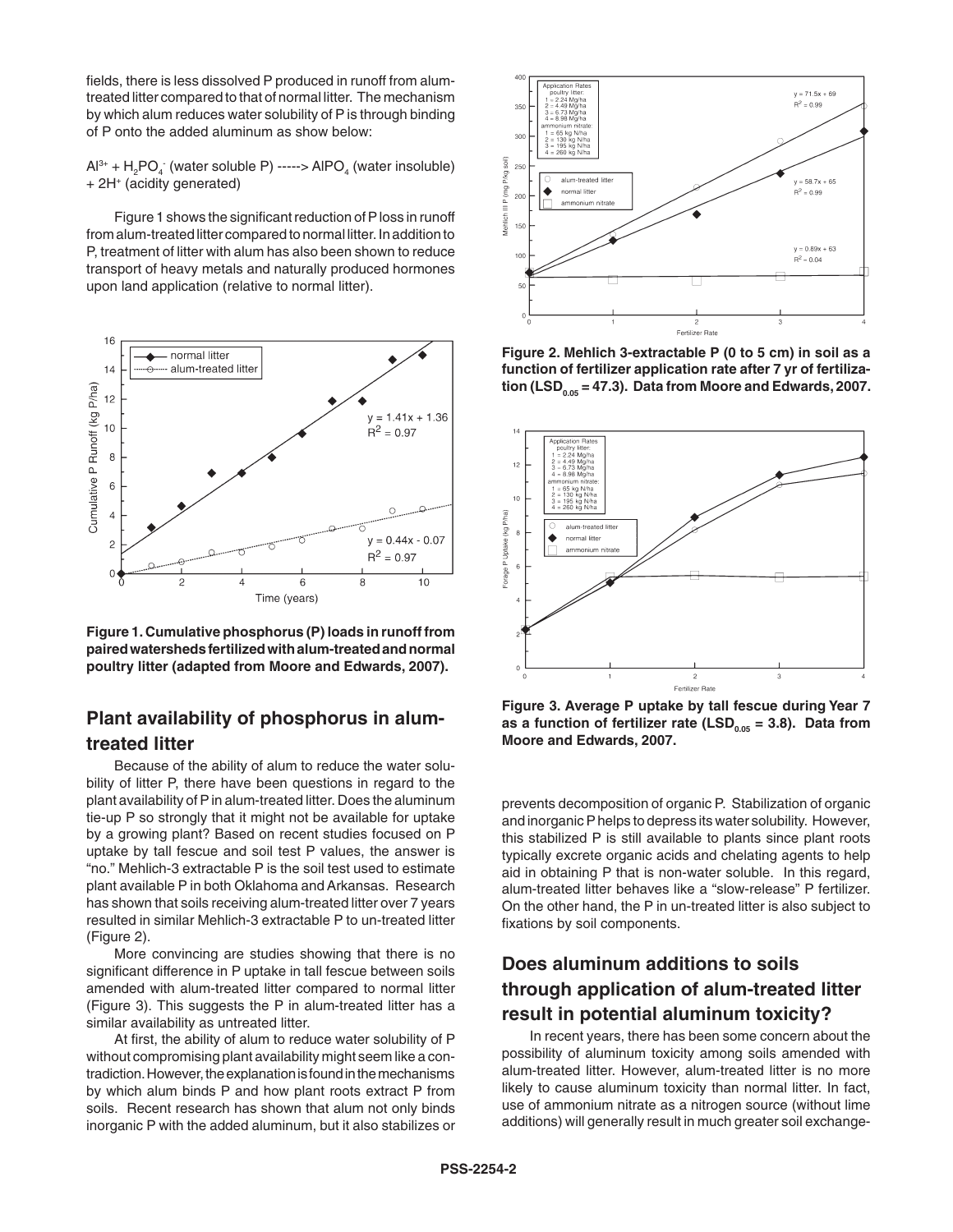fields, there is less dissolved P produced in runoff from alum-treated litter compared to that of normal litter. The mechanism by which alum reduces water solubility of P is through binding of P onto the added aluminum as show below:

$Al^{3+} + H_2PO_4^-$ (water soluble P) -----> $AlPO_4$ (water insoluble) + $2H^+$ (acidity generated)

Figure 1 shows the significant reduction of P loss in runoff from alum-treated litter compared to normal litter. In addition to P, treatment of litter with alum has also been shown to reduce transport of heavy metals and naturally produced hormones upon land application (relative to normal litter).

**Figure 1. Cumulative phosphorus (P) loads in runoff from paired watersheds fertilized with alum-treated and normal poultry litter (adapted from Moore and Edwards, 2007).**

## Plant availability of phosphorus in alum-treated litter

Because of the ability of alum to reduce the water solubility of litter P, there have been questions in regard to the plant availability of P in alum-treated litter. Does the aluminum tie-up P so strongly that it might not be available for uptake by a growing plant? Based on recent studies focused on P uptake by tall fescue and soil test P values, the answer is "no." Mehlich-3 extractable P is the soil test used to estimate plant available P in both Oklahoma and Arkansas. Research has shown that soils receiving alum-treated litter over 7 years resulted in similar Mehlich-3 extractable P to un-treated litter (Figure 2).

More convincing are studies showing that there is no significant difference in P uptake in tall fescue between soils amended with alum-treated litter compared to normal litter (Figure 3). This suggests the P in alum-treated litter has a similar availability as untreated litter.

At first, the ability of alum to reduce water solubility of P without compromising plant availability might seem like a contradiction. However, the explanation is found in the mechanisms by which alum binds P and how plant roots extract P from soils. Recent research has shown that alum not only binds inorganic P with the added aluminum, but it also stabilizes or prevents decomposition of organic P. Stabilization of organic and inorganic P helps to depress its water solubility. However, this stabilized P is still available to plants since plant roots typically excrete organic acids and chelating agents to help aid in obtaining P that is non-water soluble. In this regard, alum-treated litter behaves like a "slow-release" P fertilizer. On the other hand, the P in un-treated litter is also subject to fixations by soil components.

**Figure 2. Mehlich 3-extractable P (0 to 5 cm) in soil as a function of fertilizer application rate after 7 yr of fertilization ($LSD_{0.05}$ = 47.3). Data from Moore and Edwards, 2007.**

**Figure 3. Average P uptake by tall fescue during Year 7 as a function of fertilizer rate ($LSD_{0.05}$ = 3.8). Data from Moore and Edwards, 2007.**

## Does aluminum additions to soils through application of alum-treated litter result in potential aluminum toxicity?

In recent years, there has been some concern about the possibility of aluminum toxicity among soils amended with alum-treated litter. However, alum-treated litter is no more likely to cause aluminum toxicity than normal litter. In fact, use of ammonium nitrate as a nitrogen source (without lime additions) will generally result in much greater soil exchange-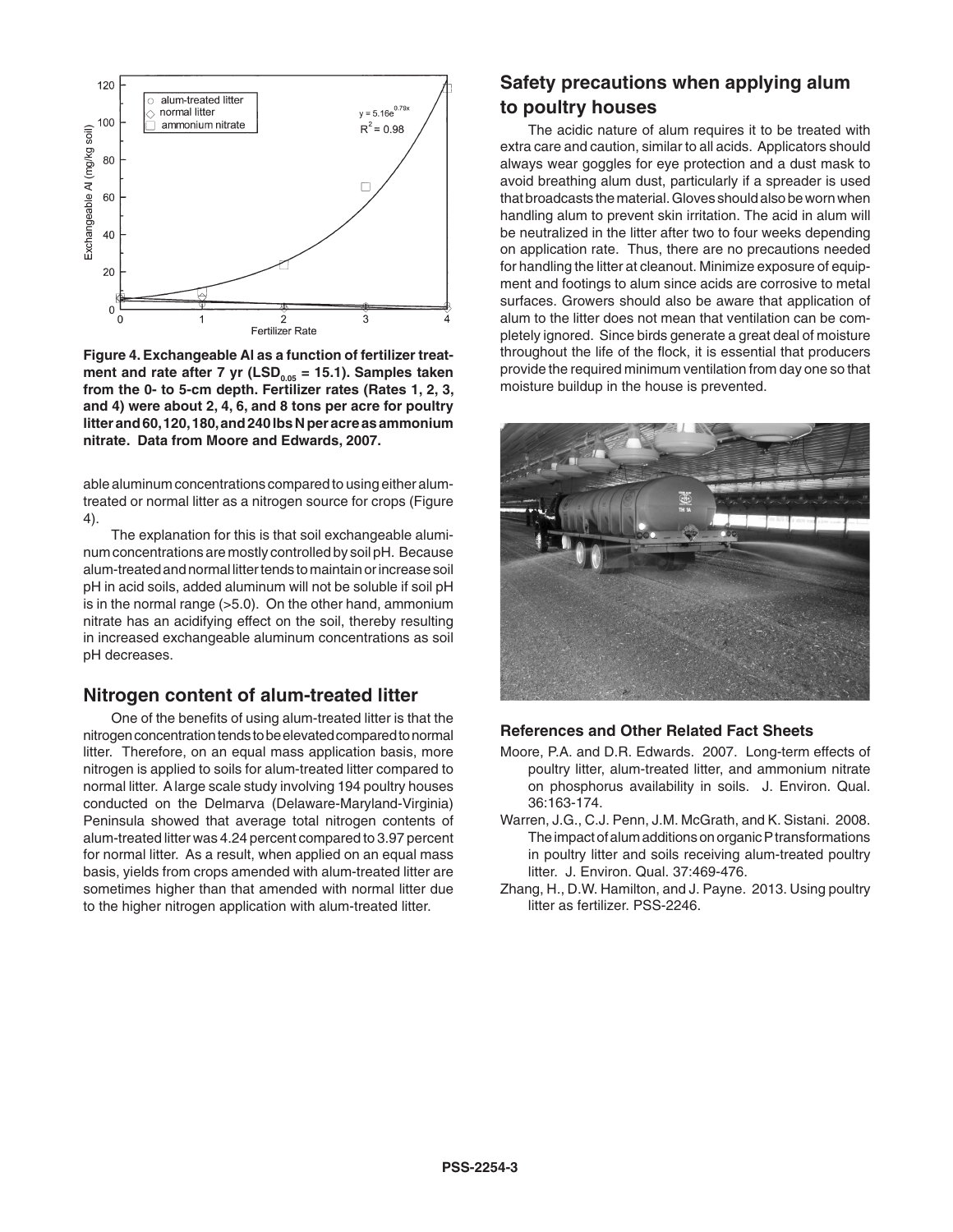Figure 4. Exchangeable Al as a function of fertilizer treatment and rate after 7 yr ($LSD_{0.05}$ = 15.1). Samples taken from the 0- to 5-cm depth. Fertilizer rates (Rates 1, 2, 3, and 4) were about 2, 4, 6, and 8 tons per acre for poultry litter and 60, 120, 180, and 240 lbs N per acre as ammonium nitrate. Data from Moore and Edwards, 2007.

able aluminum concentrations compared to using either alum-treated or normal litter as a nitrogen source for crops (Figure 4).

The explanation for this is that soil exchangeable aluminum concentrations are mostly controlled by soil pH. Because alum-treated and normal litter tends to maintain or increase soil pH in acid soils, added aluminum will not be soluble if soil pH is in the normal range (>5.0). On the other hand, ammonium nitrate has an acidifying effect on the soil, thereby resulting in increased exchangeable aluminum concentrations as soil pH decreases.

## Nitrogen content of alum-treated litter

One of the benefits of using alum-treated litter is that the nitrogen concentration tends to be elevated compared to normal litter. Therefore, on an equal mass application basis, more nitrogen is applied to soils for alum-treated litter compared to normal litter. A large scale study involving 194 poultry houses conducted on the Delmarva (Delaware-Maryland-Virginia) Peninsula showed that average total nitrogen contents of alum-treated litter was 4.24 percent compared to 3.97 percent for normal litter. As a result, when applied on an equal mass basis, yields from crops amended with alum-treated litter are sometimes higher than that amended with normal litter due to the higher nitrogen application with alum-treated litter.

## Safety precautions when applying alum to poultry houses

The acidic nature of alum requires it to be treated with extra care and caution, similar to all acids. Applicators should always wear goggles for eye protection and a dust mask to avoid breathing alum dust, particularly if a spreader is used that broadcasts the material. Gloves should also be worn when handling alum to prevent skin irritation. The acid in alum will be neutralized in the litter after two to four weeks depending on application rate. Thus, there are no precautions needed for handling the litter at cleanout. Minimize exposure of equipment and footings to alum since acids are corrosive to metal surfaces. Growers should also be aware that application of alum to the litter does not mean that ventilation can be completely ignored. Since birds generate a great deal of moisture throughout the life of the flock, it is essential that producers provide the required minimum ventilation from day one so that moisture buildup in the house is prevented.

### References and Other Related Fact Sheets

Moore, P.A. and D.R. Edwards. 2007. Long-term effects of poultry litter, alum-treated litter, and ammonium nitrate on phosphorus availability in soils. J. Environ. Qual. 36:163-174.

Warren, J.G., C.J. Penn, J.M. McGrath, and K. Sistani. 2008. The impact of alum additions on organic P transformations in poultry litter and soils receiving alum-treated poultry litter. J. Environ. Qual. 37:469-476.

Zhang, H., D.W. Hamilton, and J. Payne. 2013. Using poultry litter as fertilizer. PSS-2246.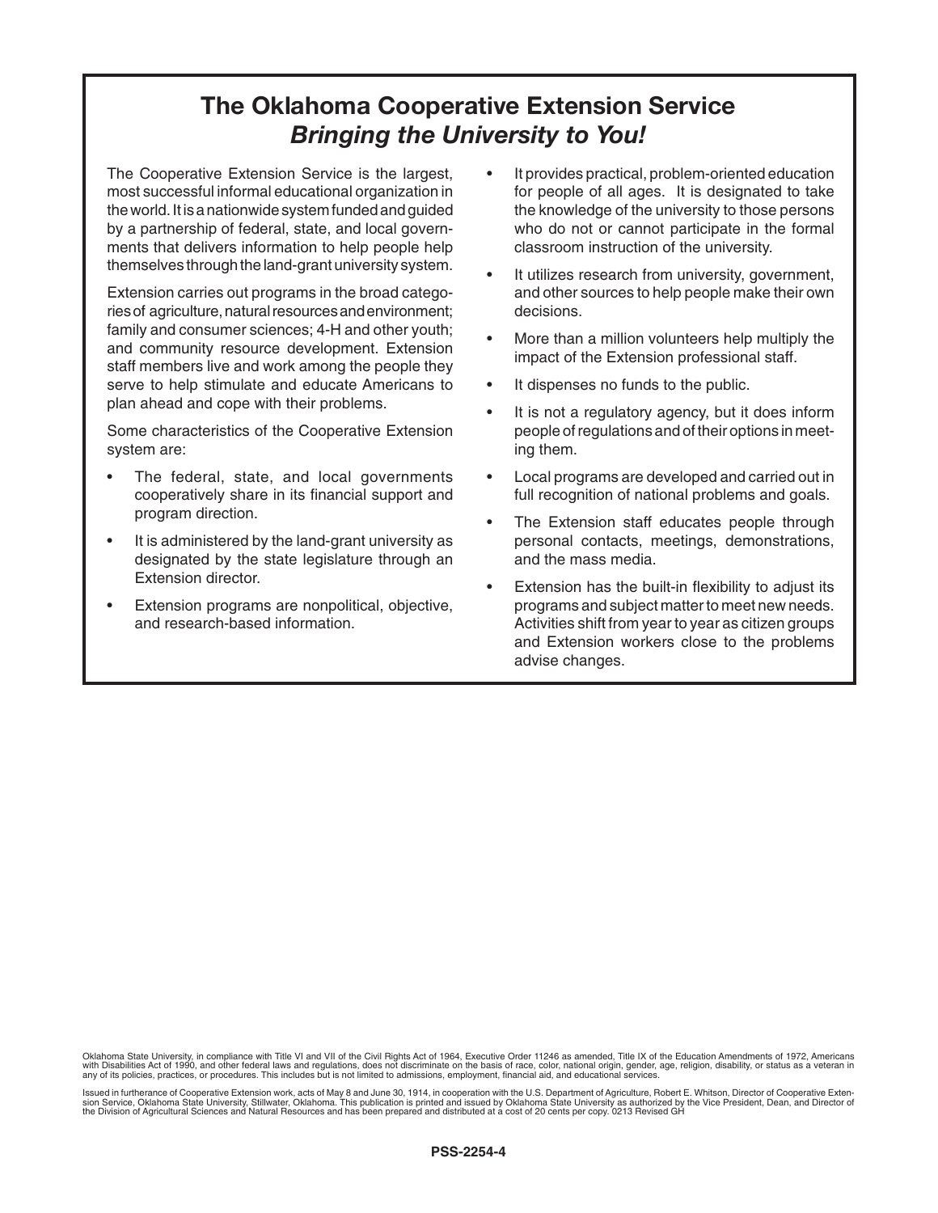## The Oklahoma Cooperative Extension Service
### *Bringing the University to You!*

The Cooperative Extension Service is the largest, most successful informal educational organization in the world. It is a nationwide system funded and guided by a partnership of federal, state, and local governments that delivers information to help people help themselves through the land-grant university system.

Extension carries out programs in the broad categories of agriculture, natural resources and environment; family and consumer sciences; 4-H and other youth; and community resource development. Extension staff members live and work among the people they serve to help stimulate and educate Americans to plan ahead and cope with their problems.

Some characteristics of the Cooperative Extension system are:

- The federal, state, and local governments cooperatively share in its financial support and program direction.
- It is administered by the land-grant university as designated by the state legislature through an Extension director.
- Extension programs are nonpolitical, objective, and research-based information.
- It provides practical, problem-oriented education for people of all ages. It is designated to take the knowledge of the university to those persons who do not or cannot participate in the formal classroom instruction of the university.
- It utilizes research from university, government, and other sources to help people make their own decisions.
- More than a million volunteers help multiply the impact of the Extension professional staff.
- It dispenses no funds to the public.
- It is not a regulatory agency, but it does inform people of regulations and of their options in meeting them.
- Local programs are developed and carried out in full recognition of national problems and goals.
- The Extension staff educates people through personal contacts, meetings, demonstrations, and the mass media.
- Extension has the built-in flexibility to adjust its programs and subject matter to meet new needs. Activities shift from year to year as citizen groups and Extension workers close to the problems advise changes.

Oklahoma State University, in compliance with Title VI and VII of the Civil Rights Act of 1964, Executive Order 11246 as amended, Title IX of the Education Amendments of 1972, Americans with Disabilities Act of 1990, and other federal laws and regulations, does not discriminate on the basis of race, color, national origin, gender, age, religion, disability, or status as a veteran in any of its policies, practices, or procedures. This includes but is not limited to admissions, employment, financial aid, and educational services.

Issued in furtherance of Cooperative Extension work, acts of May 8 and June 30, 1914, in cooperation with the U.S. Department of Agriculture, Robert E. Whitson, Director of Cooperative Extension Service, Oklahoma State University, Stillwater, Oklahoma. This publication is printed and issued by Oklahoma State University as authorized by the Vice President, Dean, and Director of the Division of Agricultural Sciences and Natural Resources and has been prepared and distributed at a cost of 20 cents per copy. 0213 Revised GH

**PSS-2254-4**